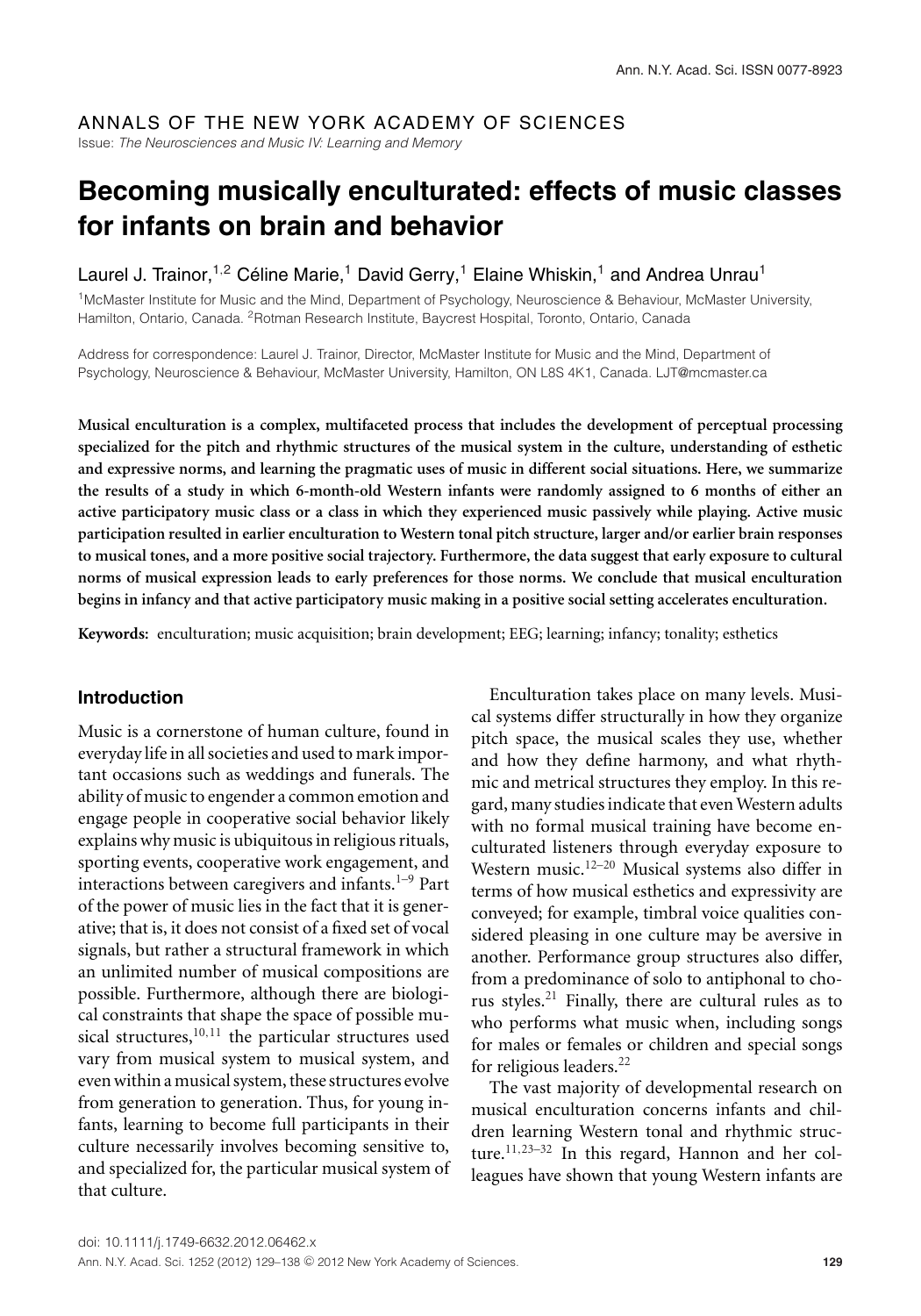ANNALS OF THE NEW YORK ACADEMY OF SCIENCES

Issue: *The Neurosciences and Music IV: Learning and Memory*

# Becoming musically enculturated: effects of music classes for infants on brain and behavior

Laurel J. Trainor,[1,2] Céline Marie,[1] David Gerry,[1] Elaine Whiskin,[1] and Andrea Unrau[1]

[1]McMaster Institute for Music and the Mind, Department of Psychology, Neuroscience & Behaviour, McMaster University, Hamilton, Ontario, Canada. [2]Rotman Research Institute, Baycrest Hospital, Toronto, Ontario, Canada

Address for correspondence: Laurel J. Trainor, Director, McMaster Institute for Music and the Mind, Department of Psychology, Neuroscience & Behaviour, McMaster University, Hamilton, ON L8S 4K1, Canada. LJT@mcmaster.ca

**Musical enculturation is a complex, multifaceted process that includes the development of perceptual processing specialized for the pitch and rhythmic structures of the musical system in the culture, understanding of esthetic and expressive norms, and learning the pragmatic uses of music in different social situations. Here, we summarize the results of a study in which 6-month-old Western infants were randomly assigned to 6 months of either an active participatory music class or a class in which they experienced music passively while playing. Active music participation resulted in earlier enculturation to Western tonal pitch structure, larger and/or earlier brain responses to musical tones, and a more positive social trajectory. Furthermore, the data suggest that early exposure to cultural norms of musical expression leads to early preferences for those norms. We conclude that musical enculturation begins in infancy and that active participatory music making in a positive social setting accelerates enculturation.**

**Keywords:** enculturation; music acquisition; brain development; EEG; learning; infancy; tonality; esthetics

## Introduction

Music is a cornerstone of human culture, found in everyday life in all societies and used to mark important occasions such as weddings and funerals. The ability of music to engender a common emotion and engage people in cooperative social behavior likely explains why music is ubiquitous in religious rituals, sporting events, cooperative work engagement, and interactions between caregivers and infants.[1–9] Part of the power of music lies in the fact that it is generative; that is, it does not consist of a fixed set of vocal signals, but rather a structural framework in which an unlimited number of musical compositions are possible. Furthermore, although there are biological constraints that shape the space of possible musical structures,[10,11] the particular structures used vary from musical system to musical system, and even within a musical system, these structures evolve from generation to generation. Thus, for young infants, learning to become full participants in their culture necessarily involves becoming sensitive to, and specialized for, the particular musical system of that culture.

Enculturation takes place on many levels. Musical systems differ structurally in how they organize pitch space, the musical scales they use, whether and how they define harmony, and what rhythmic and metrical structures they employ. In this regard, many studies indicate that even Western adults with no formal musical training have become enculturated listeners through everyday exposure to Western music.[12–20] Musical systems also differ in terms of how musical esthetics and expressivity are conveyed; for example, timbral voice qualities considered pleasing in one culture may be aversive in another. Performance group structures also differ, from a predominance of solo to antiphonal to chorus styles.[21] Finally, there are cultural rules as to who performs what music when, including songs for males or females or children and special songs for religious leaders.[22]

The vast majority of developmental research on musical enculturation concerns infants and children learning Western tonal and rhythmic structure.[11,23–32] In this regard, Hannon and her colleagues have shown that young Western infants are

doi: 10.1111/j.1749-6632.2012.06462.x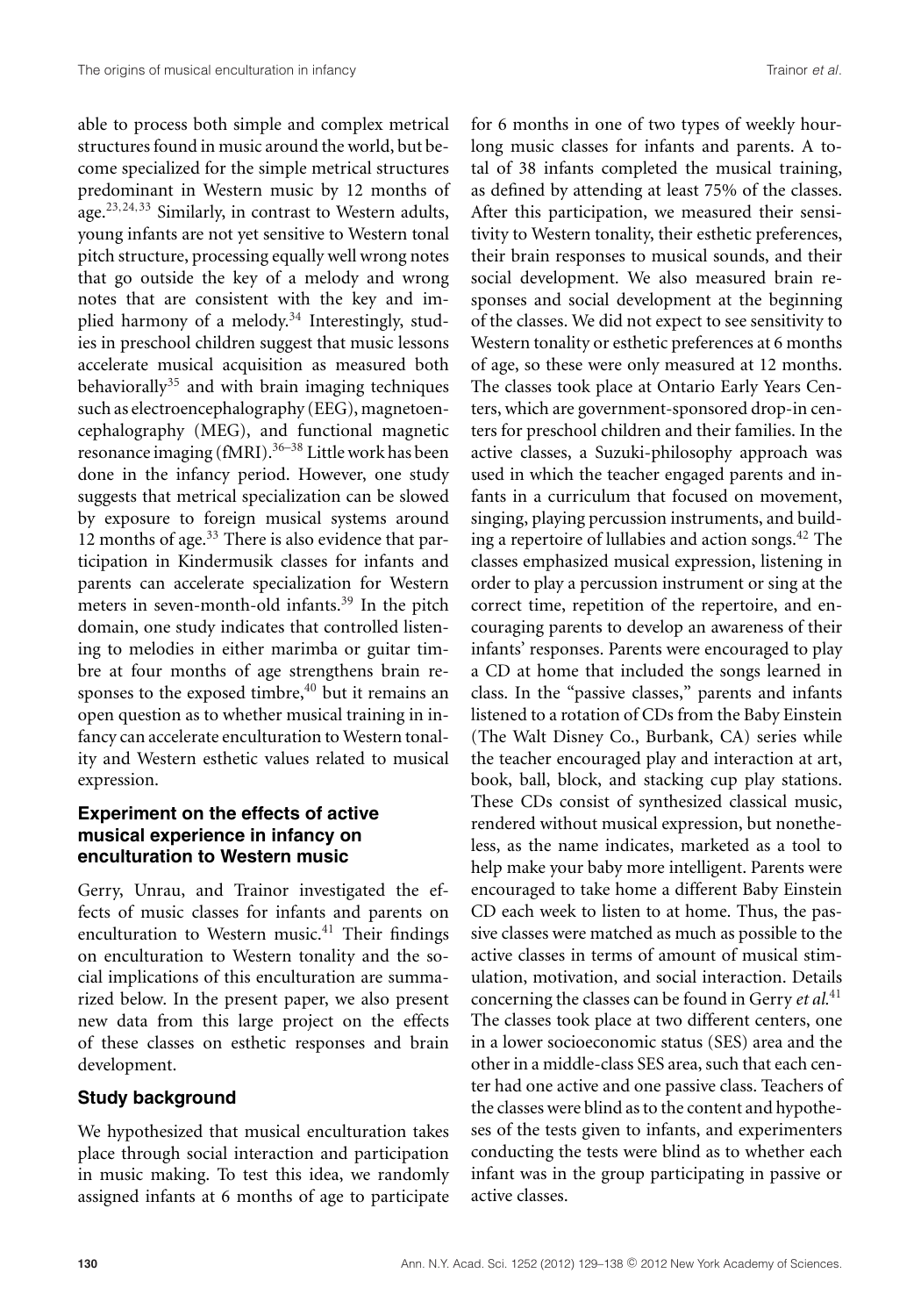able to process both simple and complex metrical structures found in music around the world, but become specialized for the simple metrical structures predominant in Western music by 12 months of age.[23,24,33] Similarly, in contrast to Western adults, young infants are not yet sensitive to Western tonal pitch structure, processing equally well wrong notes that go outside the key of a melody and wrong notes that are consistent with the key and implied harmony of a melody.[34] Interestingly, studies in preschool children suggest that music lessons accelerate musical acquisition as measured both behaviorally[35] and with brain imaging techniques such as electroencephalography (EEG), magnetoencephalography (MEG), and functional magnetic resonance imaging (fMRI).[36–38] Little work has been done in the infancy period. However, one study suggests that metrical specialization can be slowed by exposure to foreign musical systems around 12 months of age.[33] There is also evidence that participation in Kindermusik classes for infants and parents can accelerate specialization for Western meters in seven-month-old infants.[39] In the pitch domain, one study indicates that controlled listening to melodies in either marimba or guitar timbre at four months of age strengthens brain responses to the exposed timbre,[40] but it remains an open question as to whether musical training in infancy can accelerate enculturation to Western tonality and Western esthetic values related to musical expression.

### Experiment on the effects of active musical experience in infancy on enculturation to Western music

Gerry, Unrau, and Trainor investigated the effects of music classes for infants and parents on enculturation to Western music.[41] Their findings on enculturation to Western tonality and the social implications of this enculturation are summarized below. In the present paper, we also present new data from this large project on the effects of these classes on esthetic responses and brain development.

### Study background

We hypothesized that musical enculturation takes place through social interaction and participation in music making. To test this idea, we randomly assigned infants at 6 months of age to participate for 6 months in one of two types of weekly hour-long music classes for infants and parents. A total of 38 infants completed the musical training, as defined by attending at least 75% of the classes. After this participation, we measured their sensitivity to Western tonality, their esthetic preferences, their brain responses to musical sounds, and their social development. We also measured brain responses and social development at the beginning of the classes. We did not expect to see sensitivity to Western tonality or esthetic preferences at 6 months of age, so these were only measured at 12 months. The classes took place at Ontario Early Years Centers, which are government-sponsored drop-in centers for preschool children and their families. In the active classes, a Suzuki-philosophy approach was used in which the teacher engaged parents and infants in a curriculum that focused on movement, singing, playing percussion instruments, and building a repertoire of lullabies and action songs.[42] The classes emphasized musical expression, listening in order to play a percussion instrument or sing at the correct time, repetition of the repertoire, and encouraging parents to develop an awareness of their infants' responses. Parents were encouraged to play a CD at home that included the songs learned in class. In the "passive classes," parents and infants listened to a rotation of CDs from the Baby Einstein (The Walt Disney Co., Burbank, CA) series while the teacher encouraged play and interaction at art, book, ball, block, and stacking cup play stations. These CDs consist of synthesized classical music, rendered without musical expression, but nonetheless, as the name indicates, marketed as a tool to help make your baby more intelligent. Parents were encouraged to take home a different Baby Einstein CD each week to listen to at home. Thus, the passive classes were matched as much as possible to the active classes in terms of amount of musical stimulation, motivation, and social interaction. Details concerning the classes can be found in Gerry *et al.*[41] The classes took place at two different centers, one in a lower socioeconomic status (SES) area and the other in a middle-class SES area, such that each center had one active and one passive class. Teachers of the classes were blind as to the content and hypotheses of the tests given to infants, and experimenters conducting the tests were blind as to whether each infant was in the group participating in passive or active classes.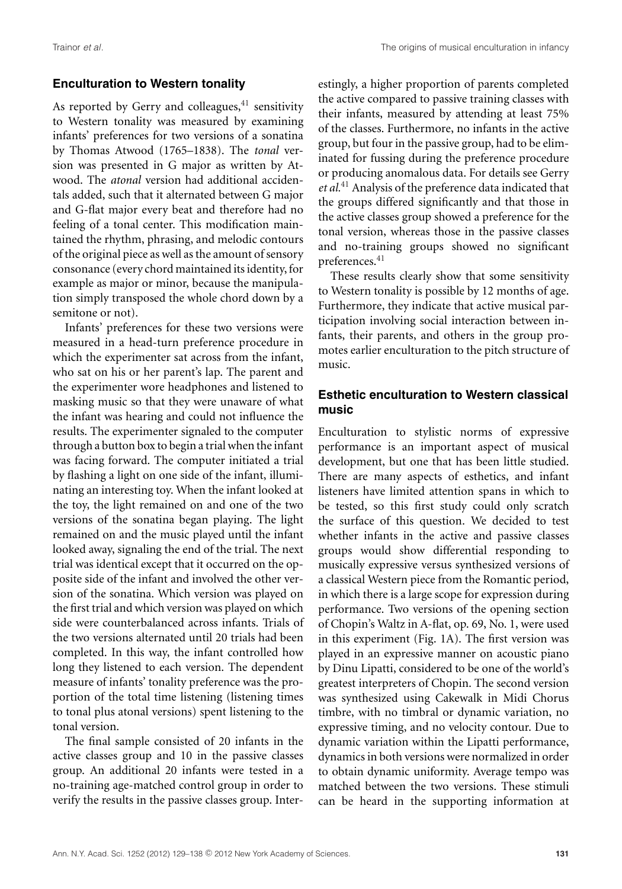## Enculturation to Western tonality

As reported by Gerry and colleagues,[41] sensitivity to Western tonality was measured by examining infants' preferences for two versions of a sonatina by Thomas Atwood (1765–1838). The *tonal* version was presented in G major as written by Atwood. The *atonal* version had additional accidentals added, such that it alternated between G major and G-flat major every beat and therefore had no feeling of a tonal center. This modification maintained the rhythm, phrasing, and melodic contours of the original piece as well as the amount of sensory consonance (every chord maintained its identity, for example as major or minor, because the manipulation simply transposed the whole chord down by a semitone or not).

Infants' preferences for these two versions were measured in a head-turn preference procedure in which the experimenter sat across from the infant, who sat on his or her parent's lap. The parent and the experimenter wore headphones and listened to masking music so that they were unaware of what the infant was hearing and could not influence the results. The experimenter signaled to the computer through a button box to begin a trial when the infant was facing forward. The computer initiated a trial by flashing a light on one side of the infant, illuminating an interesting toy. When the infant looked at the toy, the light remained on and one of the two versions of the sonatina began playing. The light remained on and the music played until the infant looked away, signaling the end of the trial. The next trial was identical except that it occurred on the opposite side of the infant and involved the other version of the sonatina. Which version was played on the first trial and which version was played on which side were counterbalanced across infants. Trials of the two versions alternated until 20 trials had been completed. In this way, the infant controlled how long they listened to each version. The dependent measure of infants' tonality preference was the proportion of the total time listening (listening times to tonal plus atonal versions) spent listening to the tonal version.

The final sample consisted of 20 infants in the active classes group and 10 in the passive classes group. An additional 20 infants were tested in a no-training age-matched control group in order to verify the results in the passive classes group. Interestingly, a higher proportion of parents completed the active compared to passive training classes with their infants, measured by attending at least 75% of the classes. Furthermore, no infants in the active group, but four in the passive group, had to be eliminated for fussing during the preference procedure or producing anomalous data. For details see Gerry *et al.*[41] Analysis of the preference data indicated that the groups differed significantly and that those in the active classes group showed a preference for the tonal version, whereas those in the passive classes and no-training groups showed no significant preferences.[41]

These results clearly show that some sensitivity to Western tonality is possible by 12 months of age. Furthermore, they indicate that active musical participation involving social interaction between infants, their parents, and others in the group promotes earlier enculturation to the pitch structure of music.

## Esthetic enculturation to Western classical music

Enculturation to stylistic norms of expressive performance is an important aspect of musical development, but one that has been little studied. There are many aspects of esthetics, and infant listeners have limited attention spans in which to be tested, so this first study could only scratch the surface of this question. We decided to test whether infants in the active and passive classes groups would show differential responding to musically expressive versus synthesized versions of a classical Western piece from the Romantic period, in which there is a large scope for expression during performance. Two versions of the opening section of Chopin's Waltz in A-flat, op. 69, No. 1, were used in this experiment (Fig. 1A). The first version was played in an expressive manner on acoustic piano by Dinu Lipatti, considered to be one of the world's greatest interpreters of Chopin. The second version was synthesized using Cakewalk in Midi Chorus timbre, with no timbral or dynamic variation, no expressive timing, and no velocity contour. Due to dynamic variation within the Lipatti performance, dynamics in both versions were normalized in order to obtain dynamic uniformity. Average tempo was matched between the two versions. These stimuli can be heard in the supporting information at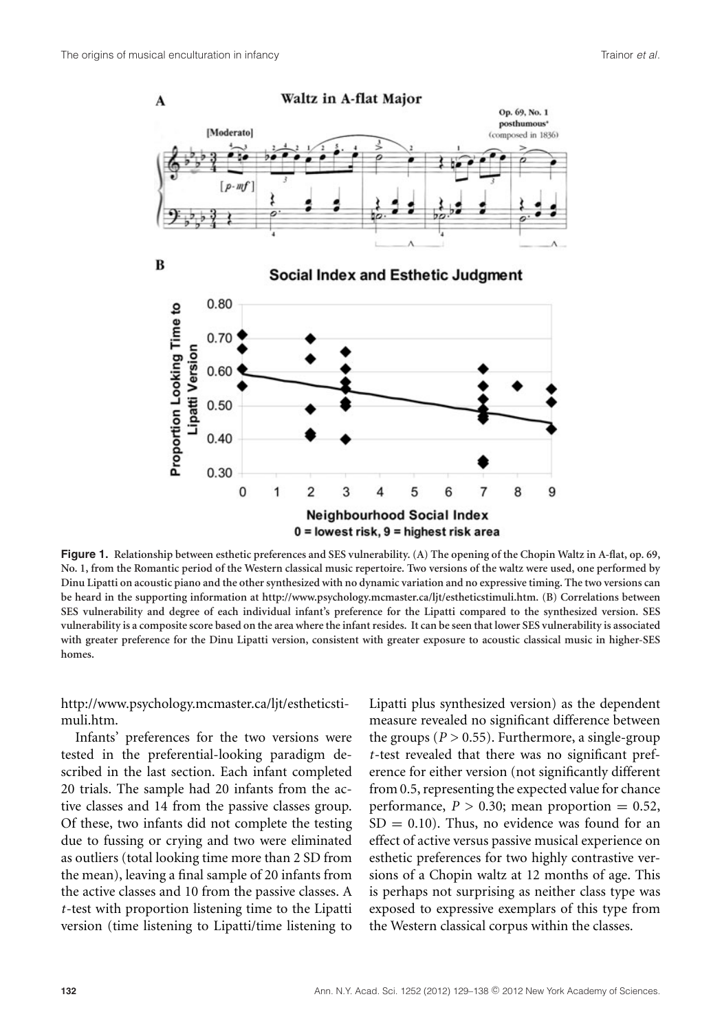**Figure 1.** Relationship between esthetic preferences and SES vulnerability. (A) The opening of the Chopin Waltz in A-flat, op. 69, No. 1, from the Romantic period of the Western classical music repertoire. Two versions of the waltz were used, one performed by Dinu Lipatti on acoustic piano and the other synthesized with no dynamic variation and no expressive timing. The two versions can be heard in the supporting information at http://www.psychology.mcmaster.ca/ljt/estheticstimuli.htm. (B) Correlations between SES vulnerability and degree of each individual infant's preference for the Lipatti compared to the synthesized version. SES vulnerability is a composite score based on the area where the infant resides. It can be seen that lower SES vulnerability is associated with greater preference for the Dinu Lipatti version, consistent with greater exposure to acoustic classical music in higher-SES homes.

http://www.psychology.mcmaster.ca/ljt/estheticstimuli.htm.

Infants' preferences for the two versions were tested in the preferential-looking paradigm described in the last section. Each infant completed 20 trials. The sample had 20 infants from the active classes and 14 from the passive classes group. Of these, two infants did not complete the testing due to fussing or crying and two were eliminated as outliers (total looking time more than 2 SD from the mean), leaving a final sample of 20 infants from the active classes and 10 from the passive classes. A $t$-test with proportion listening time to the Lipatti version (time listening to Lipatti/time listening to Lipatti plus synthesized version) as the dependent measure revealed no significant difference between the groups ($P > 0.55$). Furthermore, a single-group $t$-test revealed that there was no significant preference for either version (not significantly different from 0.5, representing the expected value for chance performance, $P > 0.30$; mean proportion $= 0.52$, $SD = 0.10$). Thus, no evidence was found for an effect of active versus passive musical experience on esthetic preferences for two highly contrastive versions of a Chopin waltz at 12 months of age. This is perhaps not surprising as neither class type was exposed to expressive exemplars of this type from the Western classical corpus within the classes.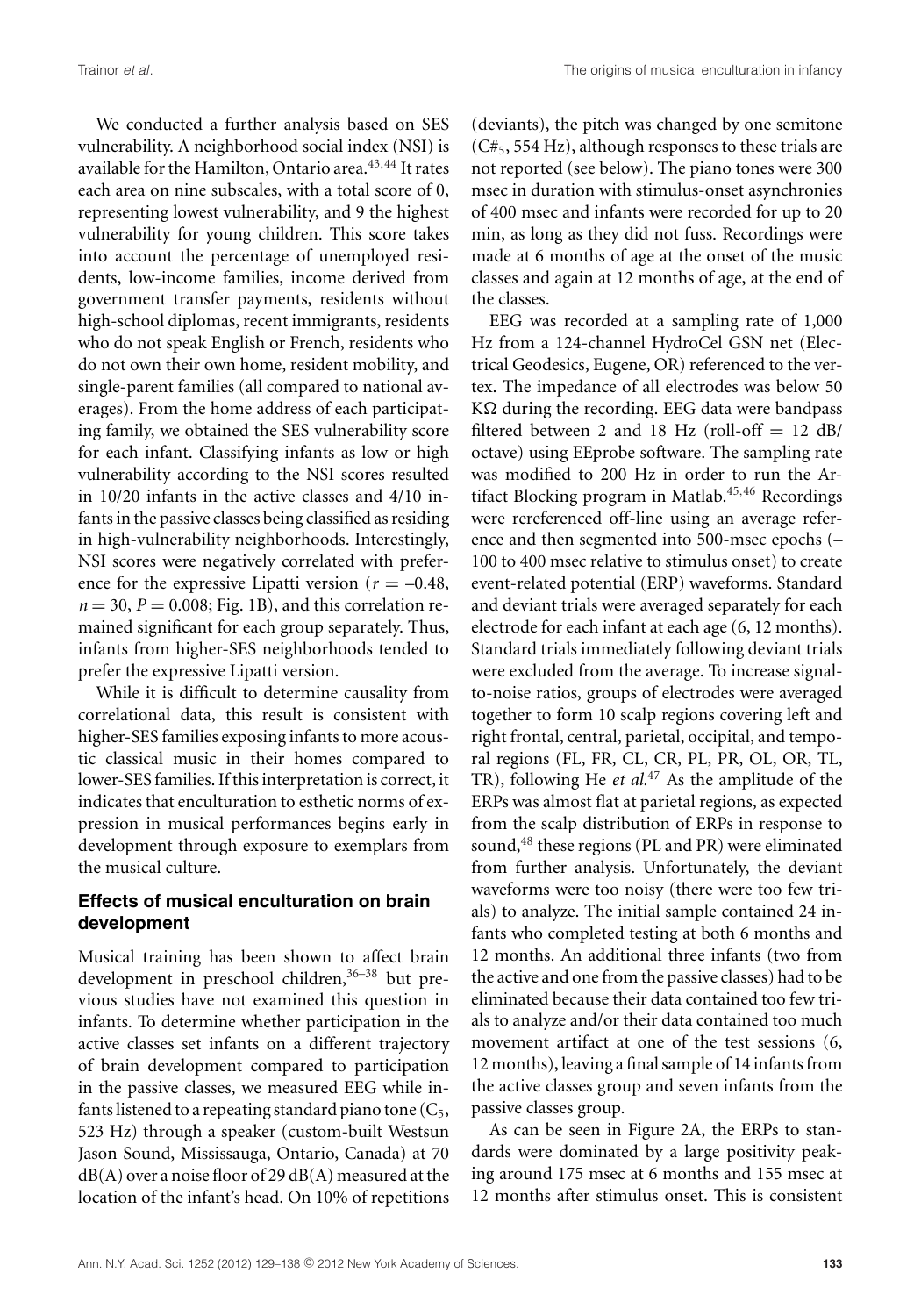We conducted a further analysis based on SES vulnerability. A neighborhood social index (NSI) is available for the Hamilton, Ontario area.[43,44] It rates each area on nine subscales, with a total score of 0, representing lowest vulnerability, and 9 the highest vulnerability for young children. This score takes into account the percentage of unemployed residents, low-income families, income derived from government transfer payments, residents without high-school diplomas, recent immigrants, residents who do not speak English or French, residents who do not own their own home, resident mobility, and single-parent families (all compared to national averages). From the home address of each participating family, we obtained the SES vulnerability score for each infant. Classifying infants as low or high vulnerability according to the NSI scores resulted in 10/20 infants in the active classes and 4/10 infants in the passive classes being classified as residing in high-vulnerability neighborhoods. Interestingly, NSI scores were negatively correlated with preference for the expressive Lipatti version ($r = -0.48$, $n = 30$, $P = 0.008$; Fig. 1B), and this correlation remained significant for each group separately. Thus, infants from higher-SES neighborhoods tended to prefer the expressive Lipatti version.

While it is difficult to determine causality from correlational data, this result is consistent with higher-SES families exposing infants to more acoustic classical music in their homes compared to lower-SES families. If this interpretation is correct, it indicates that enculturation to esthetic norms of expression in musical performances begins early in development through exposure to exemplars from the musical culture.

## Effects of musical enculturation on brain development

Musical training has been shown to affect brain development in preschool children,[36–38] but previous studies have not examined this question in infants. To determine whether participation in the active classes set infants on a different trajectory of brain development compared to participation in the passive classes, we measured EEG while infants listened to a repeating standard piano tone ($C_5$, 523 Hz) through a speaker (custom-built Westsun Jason Sound, Mississauga, Ontario, Canada) at 70 dB(A) over a noise floor of 29 dB(A) measured at the location of the infant's head. On 10% of repetitions (deviants), the pitch was changed by one semitone ($C\#_5$, 554 Hz), although responses to these trials are not reported (see below). The piano tones were 300 msec in duration with stimulus-onset asynchronies of 400 msec and infants were recorded for up to 20 min, as long as they did not fuss. Recordings were made at 6 months of age at the onset of the music classes and again at 12 months of age, at the end of the classes.

EEG was recorded at a sampling rate of 1,000 Hz from a 124-channel HydroCel GSN net (Electrical Geodesics, Eugene, OR) referenced to the vertex. The impedance of all electrodes was below 50 K$\Omega$ during the recording. EEG data were bandpass filtered between 2 and 18 Hz (roll-off = 12 dB/octave) using EEprobe software. The sampling rate was modified to 200 Hz in order to run the Artifact Blocking program in Matlab.[45,46] Recordings were rereferenced off-line using an average reference and then segmented into 500-msec epochs (–100 to 400 msec relative to stimulus onset) to create event-related potential (ERP) waveforms. Standard and deviant trials were averaged separately for each electrode for each infant at each age (6, 12 months). Standard trials immediately following deviant trials were excluded from the average. To increase signal-to-noise ratios, groups of electrodes were averaged together to form 10 scalp regions covering left and right frontal, central, parietal, occipital, and temporal regions (FL, FR, CL, CR, PL, PR, OL, OR, TL, TR), following He *et al.*[47] As the amplitude of the ERPs was almost flat at parietal regions, as expected from the scalp distribution of ERPs in response to sound,[48] these regions (PL and PR) were eliminated from further analysis. Unfortunately, the deviant waveforms were too noisy (there were too few trials) to analyze. The initial sample contained 24 infants who completed testing at both 6 months and 12 months. An additional three infants (two from the active and one from the passive classes) had to be eliminated because their data contained too few trials to analyze and/or their data contained too much movement artifact at one of the test sessions (6, 12 months), leaving a final sample of 14 infants from the active classes group and seven infants from the passive classes group.

As can be seen in Figure 2A, the ERPs to standards were dominated by a large positivity peaking around 175 msec at 6 months and 155 msec at 12 months after stimulus onset. This is consistent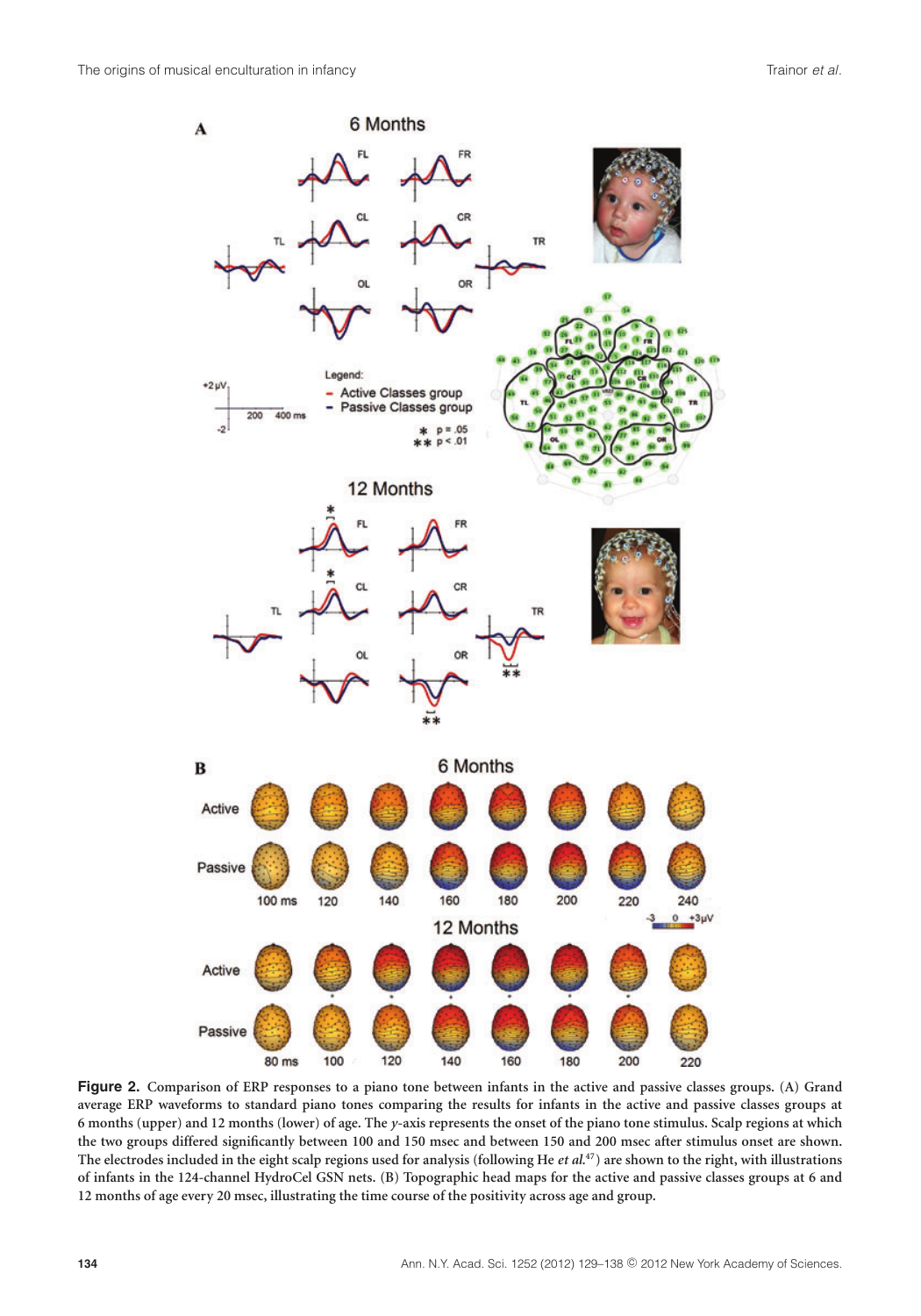**Figure 2.** Comparison of ERP responses to a piano tone between infants in the active and passive classes groups. (A) Grand average ERP waveforms to standard piano tones comparing the results for infants in the active and passive classes groups at 6 months (upper) and 12 months (lower) of age. The *y*-axis represents the onset of the piano tone stimulus. Scalp regions at which the two groups differed significantly between 100 and 150 msec and between 150 and 200 msec after stimulus onset are shown. The electrodes included in the eight scalp regions used for analysis (following He *et al.*[47]) are shown to the right, with illustrations of infants in the 124-channel HydroCel GSN nets. (B) Topographic head maps for the active and passive classes groups at 6 and 12 months of age every 20 msec, illustrating the time course of the positivity across age and group.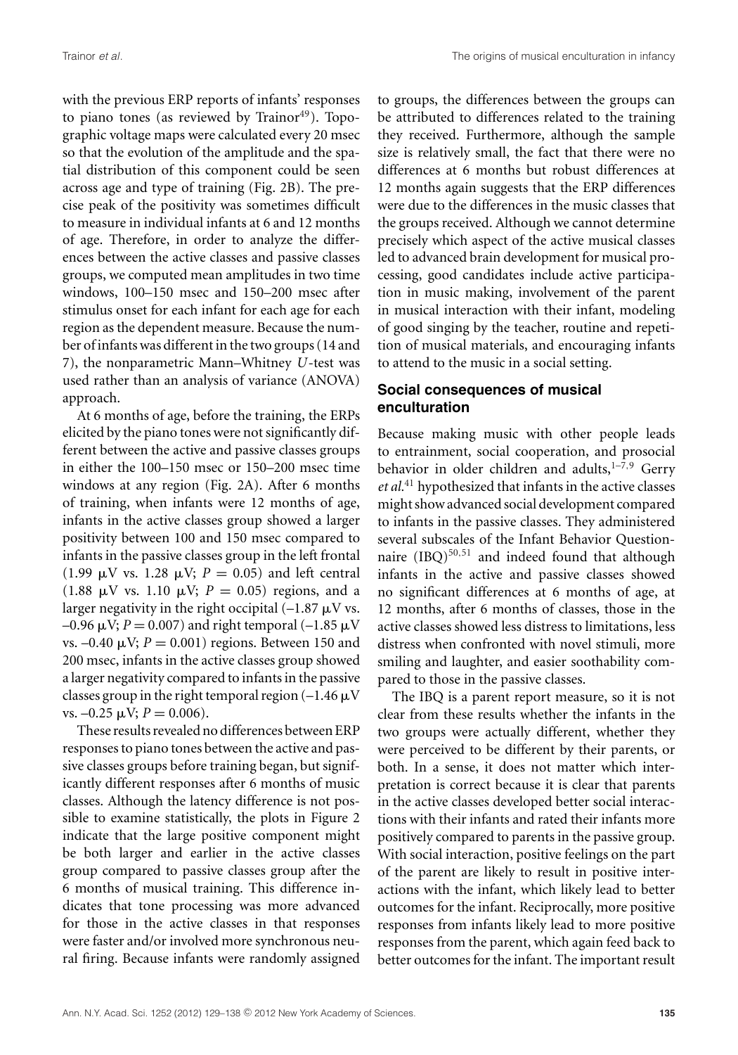with the previous ERP reports of infants' responses to piano tones (as reviewed by Trainor[49]). Topographic voltage maps were calculated every 20 msec so that the evolution of the amplitude and the spatial distribution of this component could be seen across age and type of training (Fig. 2B). The precise peak of the positivity was sometimes difficult to measure in individual infants at 6 and 12 months of age. Therefore, in order to analyze the differences between the active classes and passive classes groups, we computed mean amplitudes in two time windows, 100–150 msec and 150–200 msec after stimulus onset for each infant for each age for each region as the dependent measure. Because the number of infants was different in the two groups (14 and 7), the nonparametric Mann–Whitney $U$-test was used rather than an analysis of variance (ANOVA) approach.

At 6 months of age, before the training, the ERPs elicited by the piano tones were not significantly different between the active and passive classes groups in either the 100–150 msec or 150–200 msec time windows at any region (Fig. 2A). After 6 months of training, when infants were 12 months of age, infants in the active classes group showed a larger positivity between 100 and 150 msec compared to infants in the passive classes group in the left frontal (1.99 μV vs. 1.28 μV; $P = 0.05$) and left central (1.88 μV vs. 1.10 μV; $P = 0.05$) regions, and a larger negativity in the right occipital (–1.87 μV vs. –0.96 μV; $P = 0.007$) and right temporal (–1.85 μV vs. –0.40 μV; $P = 0.001$) regions. Between 150 and 200 msec, infants in the active classes group showed a larger negativity compared to infants in the passive classes group in the right temporal region (–1.46 μV vs. –0.25 μV; $P = 0.006$).

These results revealed no differences between ERP responses to piano tones between the active and passive classes groups before training began, but significantly different responses after 6 months of music classes. Although the latency difference is not possible to examine statistically, the plots in Figure 2 indicate that the large positive component might be both larger and earlier in the active classes group compared to passive classes group after the 6 months of musical training. This difference indicates that tone processing was more advanced for those in the active classes in that responses were faster and/or involved more synchronous neural firing. Because infants were randomly assigned to groups, the differences between the groups can be attributed to differences related to the training they received. Furthermore, although the sample size is relatively small, the fact that there were no differences at 6 months but robust differences at 12 months again suggests that the ERP differences were due to the differences in the music classes that the groups received. Although we cannot determine precisely which aspect of the active musical classes led to advanced brain development for musical processing, good candidates include active participation in music making, involvement of the parent in musical interaction with their infant, modeling of good singing by the teacher, routine and repetition of musical materials, and encouraging infants to attend to the music in a social setting.

## Social consequences of musical enculturation

Because making music with other people leads to entrainment, social cooperation, and prosocial behavior in older children and adults,[1–7,9] Gerry *et al.*[41] hypothesized that infants in the active classes might show advanced social development compared to infants in the passive classes. They administered several subscales of the Infant Behavior Questionnaire (IBQ)[50,51] and indeed found that although infants in the active and passive classes showed no significant differences at 6 months of age, at 12 months, after 6 months of classes, those in the active classes showed less distress to limitations, less distress when confronted with novel stimuli, more smiling and laughter, and easier soothability compared to those in the passive classes.

The IBQ is a parent report measure, so it is not clear from these results whether the infants in the two groups were actually different, whether they were perceived to be different by their parents, or both. In a sense, it does not matter which interpretation is correct because it is clear that parents in the active classes developed better social interactions with their infants and rated their infants more positively compared to parents in the passive group. With social interaction, positive feelings on the part of the parent are likely to result in positive interactions with the infant, which likely lead to better outcomes for the infant. Reciprocally, more positive responses from infants likely lead to more positive responses from the parent, which again feed back to better outcomes for the infant. The important result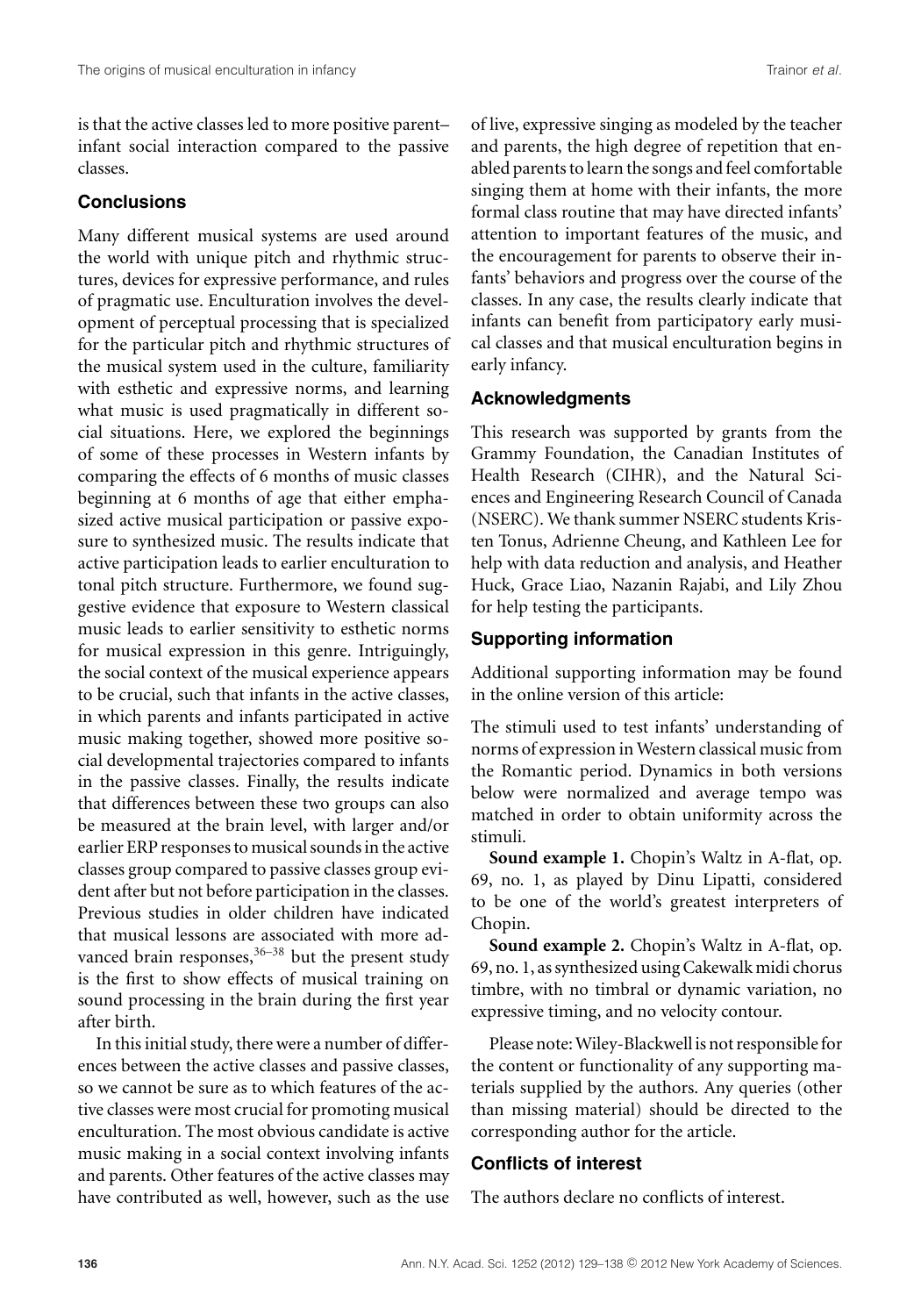is that the active classes led to more positive parent–infant social interaction compared to the passive classes.

## Conclusions

Many different musical systems are used around the world with unique pitch and rhythmic structures, devices for expressive performance, and rules of pragmatic use. Enculturation involves the development of perceptual processing that is specialized for the particular pitch and rhythmic structures of the musical system used in the culture, familiarity with esthetic and expressive norms, and learning what music is used pragmatically in different social situations. Here, we explored the beginnings of some of these processes in Western infants by comparing the effects of 6 months of music classes beginning at 6 months of age that either emphasized active musical participation or passive exposure to synthesized music. The results indicate that active participation leads to earlier enculturation to tonal pitch structure. Furthermore, we found suggestive evidence that exposure to Western classical music leads to earlier sensitivity to esthetic norms for musical expression in this genre. Intriguingly, the social context of the musical experience appears to be crucial, such that infants in the active classes, in which parents and infants participated in active music making together, showed more positive social developmental trajectories compared to infants in the passive classes. Finally, the results indicate that differences between these two groups can also be measured at the brain level, with larger and/or earlier ERP responses to musical sounds in the active classes group compared to passive classes group evident after but not before participation in the classes. Previous studies in older children have indicated that musical lessons are associated with more advanced brain responses,[36–38] but the present study is the first to show effects of musical training on sound processing in the brain during the first year after birth.

In this initial study, there were a number of differences between the active classes and passive classes, so we cannot be sure as to which features of the active classes were most crucial for promoting musical enculturation. The most obvious candidate is active music making in a social context involving infants and parents. Other features of the active classes may have contributed as well, however, such as the use of live, expressive singing as modeled by the teacher and parents, the high degree of repetition that enabled parents to learn the songs and feel comfortable singing them at home with their infants, the more formal class routine that may have directed infants' attention to important features of the music, and the encouragement for parents to observe their infants' behaviors and progress over the course of the classes. In any case, the results clearly indicate that infants can benefit from participatory early musical classes and that musical enculturation begins in early infancy.

## Acknowledgments

This research was supported by grants from the Grammy Foundation, the Canadian Institutes of Health Research (CIHR), and the Natural Sciences and Engineering Research Council of Canada (NSERC). We thank summer NSERC students Kristen Tonus, Adrienne Cheung, and Kathleen Lee for help with data reduction and analysis, and Heather Huck, Grace Liao, Nazanin Rajabi, and Lily Zhou for help testing the participants.

## Supporting information

Additional supporting information may be found in the online version of this article:

The stimuli used to test infants' understanding of norms of expression in Western classical music from the Romantic period. Dynamics in both versions below were normalized and average tempo was matched in order to obtain uniformity across the stimuli.

**Sound example 1.** Chopin's Waltz in A-flat, op. 69, no. 1, as played by Dinu Lipatti, considered to be one of the world's greatest interpreters of Chopin.

**Sound example 2.** Chopin's Waltz in A-flat, op. 69, no. 1, as synthesized using Cakewalk midi chorus timbre, with no timbral or dynamic variation, no expressive timing, and no velocity contour.

Please note: Wiley-Blackwell is not responsible for the content or functionality of any supporting materials supplied by the authors. Any queries (other than missing material) should be directed to the corresponding author for the article.

## Conflicts of interest

The authors declare no conflicts of interest.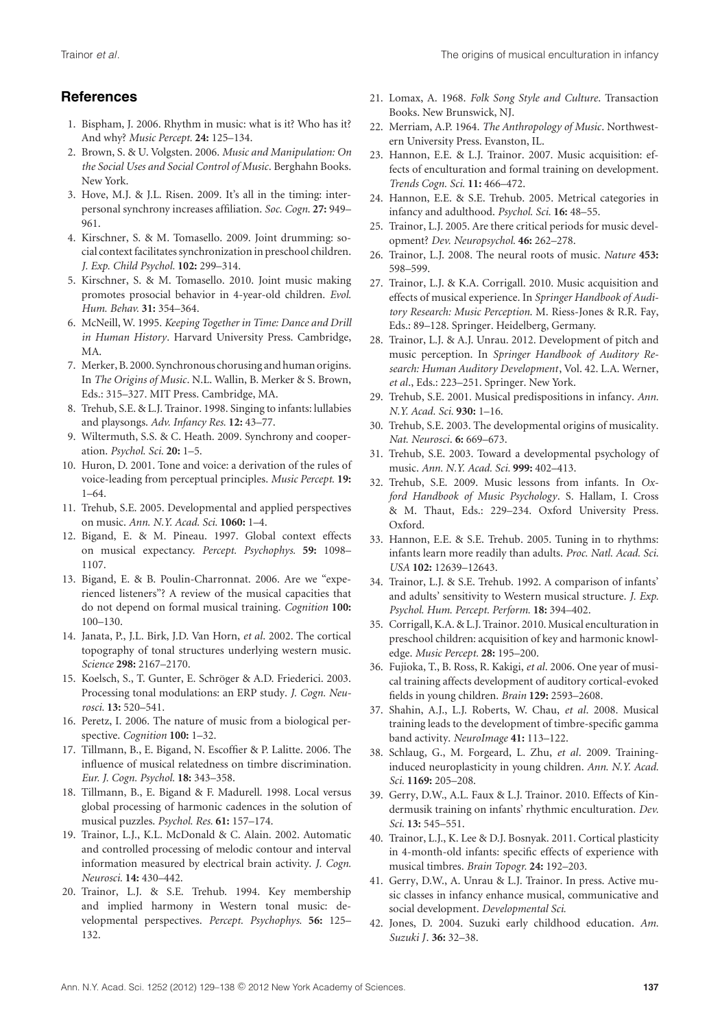## References

1. Bispham, J. 2006. Rhythm in music: what is it? Who has it? And why? *Music Percept.* **24:** 125–134.
2. Brown, S. & U. Volgsten. 2006. *Music and Manipulation: On the Social Uses and Social Control of Music*. Berghahn Books. New York.
3. Hove, M.J. & J.L. Risen. 2009. It's all in the timing: interpersonal synchrony increases affiliation. *Soc. Cogn.* **27:** 949–961.
4. Kirschner, S. & M. Tomasello. 2009. Joint drumming: social context facilitates synchronization in preschool children. *J. Exp. Child Psychol.* **102:** 299–314.
5. Kirschner, S. & M. Tomasello. 2010. Joint music making promotes prosocial behavior in 4-year-old children. *Evol. Hum. Behav.* **31:** 354–364.
6. McNeill, W. 1995. *Keeping Together in Time: Dance and Drill in Human History*. Harvard University Press. Cambridge, MA.
7. Merker, B. 2000. Synchronous chorusing and human origins. In *The Origins of Music*. N.L. Wallin, B. Merker & S. Brown, Eds.: 315–327. MIT Press. Cambridge, MA.
8. Trehub, S.E. & L.J. Trainor. 1998. Singing to infants: lullabies and playsongs. *Adv. Infancy Res.* **12:** 43–77.
9. Wiltermuth, S.S. & C. Heath. 2009. Synchrony and cooperation. *Psychol. Sci.* **20:** 1–5.
10. Huron, D. 2001. Tone and voice: a derivation of the rules of voice-leading from perceptual principles. *Music Percept.* **19:** 1–64.
11. Trehub, S.E. 2005. Developmental and applied perspectives on music. *Ann. N.Y. Acad. Sci.* **1060:** 1–4.
12. Bigand, E. & M. Pineau. 1997. Global context effects on musical expectancy. *Percept. Psychophys.* **59:** 1098–1107.
13. Bigand, E. & B. Poulin-Charronnat. 2006. Are we "experienced listeners"? A review of the musical capacities that do not depend on formal musical training. *Cognition* **100:** 100–130.
14. Janata, P., J.L. Birk, J.D. Van Horn, *et al*. 2002. The cortical topography of tonal structures underlying western music. *Science* **298:** 2167–2170.
15. Koelsch, S., T. Gunter, E. Schröger & A.D. Friederici. 2003. Processing tonal modulations: an ERP study. *J. Cogn. Neurosci.* **13:** 520–541.
16. Peretz, I. 2006. The nature of music from a biological perspective. *Cognition* **100:** 1–32.
17. Tillmann, B., E. Bigand, N. Escoffier & P. Lalitte. 2006. The influence of musical relatedness on timbre discrimination. *Eur. J. Cogn. Psychol.* **18:** 343–358.
18. Tillmann, B., E. Bigand & F. Madurell. 1998. Local versus global processing of harmonic cadences in the solution of musical puzzles. *Psychol. Res.* **61:** 157–174.
19. Trainor, L.J., K.L. McDonald & C. Alain. 2002. Automatic and controlled processing of melodic contour and interval information measured by electrical brain activity. *J. Cogn. Neurosci.* **14:** 430–442.
20. Trainor, L.J. & S.E. Trehub. 1994. Key membership and implied harmony in Western tonal music: developmental perspectives. *Percept. Psychophys.* **56:** 125–132.
21. Lomax, A. 1968. *Folk Song Style and Culture*. Transaction Books. New Brunswick, NJ.
22. Merriam, A.P. 1964. *The Anthropology of Music*. Northwestern University Press. Evanston, IL.
23. Hannon, E.E. & L.J. Trainor. 2007. Music acquisition: effects of enculturation and formal training on development. *Trends Cogn. Sci.* **11:** 466–472.
24. Hannon, E.E. & S.E. Trehub. 2005. Metrical categories in infancy and adulthood. *Psychol. Sci.* **16:** 48–55.
25. Trainor, L.J. 2005. Are there critical periods for music development? *Dev. Neuropsychol.* **46:** 262–278.
26. Trainor, L.J. 2008. The neural roots of music. *Nature* **453:** 598–599.
27. Trainor, L.J. & K.A. Corrigall. 2010. Music acquisition and effects of musical experience. In *Springer Handbook of Auditory Research: Music Perception*. M. Riess-Jones & R.R. Fay, Eds.: 89–128. Springer. Heidelberg, Germany.
28. Trainor, L.J. & A.J. Unrau. 2012. Development of pitch and music perception. In *Springer Handbook of Auditory Research: Human Auditory Development*, Vol. 42. L.A. Werner, *et al*., Eds.: 223–251. Springer. New York.
29. Trehub, S.E. 2001. Musical predispositions in infancy. *Ann. N.Y. Acad. Sci.* **930:** 1–16.
30. Trehub, S.E. 2003. The developmental origins of musicality. *Nat. Neurosci*. **6:** 669–673.
31. Trehub, S.E. 2003. Toward a developmental psychology of music. *Ann. N.Y. Acad. Sci.* **999:** 402–413.
32. Trehub, S.E. 2009. Music lessons from infants. In *Oxford Handbook of Music Psychology*. S. Hallam, I. Cross & M. Thaut, Eds.: 229–234. Oxford University Press. Oxford.
33. Hannon, E.E. & S.E. Trehub. 2005. Tuning in to rhythms: infants learn more readily than adults. *Proc. Natl. Acad. Sci. USA* **102:** 12639–12643.
34. Trainor, L.J. & S.E. Trehub. 1992. A comparison of infants' and adults' sensitivity to Western musical structure. *J. Exp. Psychol. Hum. Percept. Perform.* **18:** 394–402.
35. Corrigall, K.A. & L.J. Trainor. 2010. Musical enculturation in preschool children: acquisition of key and harmonic knowledge. *Music Percept.* **28:** 195–200.
36. Fujioka, T., B. Ross, R. Kakigi, *et al*. 2006. One year of musical training affects development of auditory cortical-evoked fields in young children. *Brain* **129:** 2593–2608.
37. Shahin, A.J., L.J. Roberts, W. Chau, *et al*. 2008. Musical training leads to the development of timbre-specific gamma band activity. *NeuroImage* **41:** 113–122.
38. Schlaug, G., M. Forgeard, L. Zhu, *et al*. 2009. Training-induced neuroplasticity in young children. *Ann. N.Y. Acad. Sci.* **1169:** 205–208.
39. Gerry, D.W., A.L. Faux & L.J. Trainor. 2010. Effects of Kindermusik training on infants' rhythmic enculturation. *Dev. Sci.* **13:** 545–551.
40. Trainor, L.J., K. Lee & D.J. Bosnyak. 2011. Cortical plasticity in 4-month-old infants: specific effects of experience with musical timbres. *Brain Topogr.* **24:** 192–203.
41. Gerry, D.W., A. Unrau & L.J. Trainor. In press. Active music classes in infancy enhance musical, communicative and social development. *Developmental Sci.*
42. Jones, D. 2004. Suzuki early childhood education. *Am. Suzuki J*. **36:** 32–38.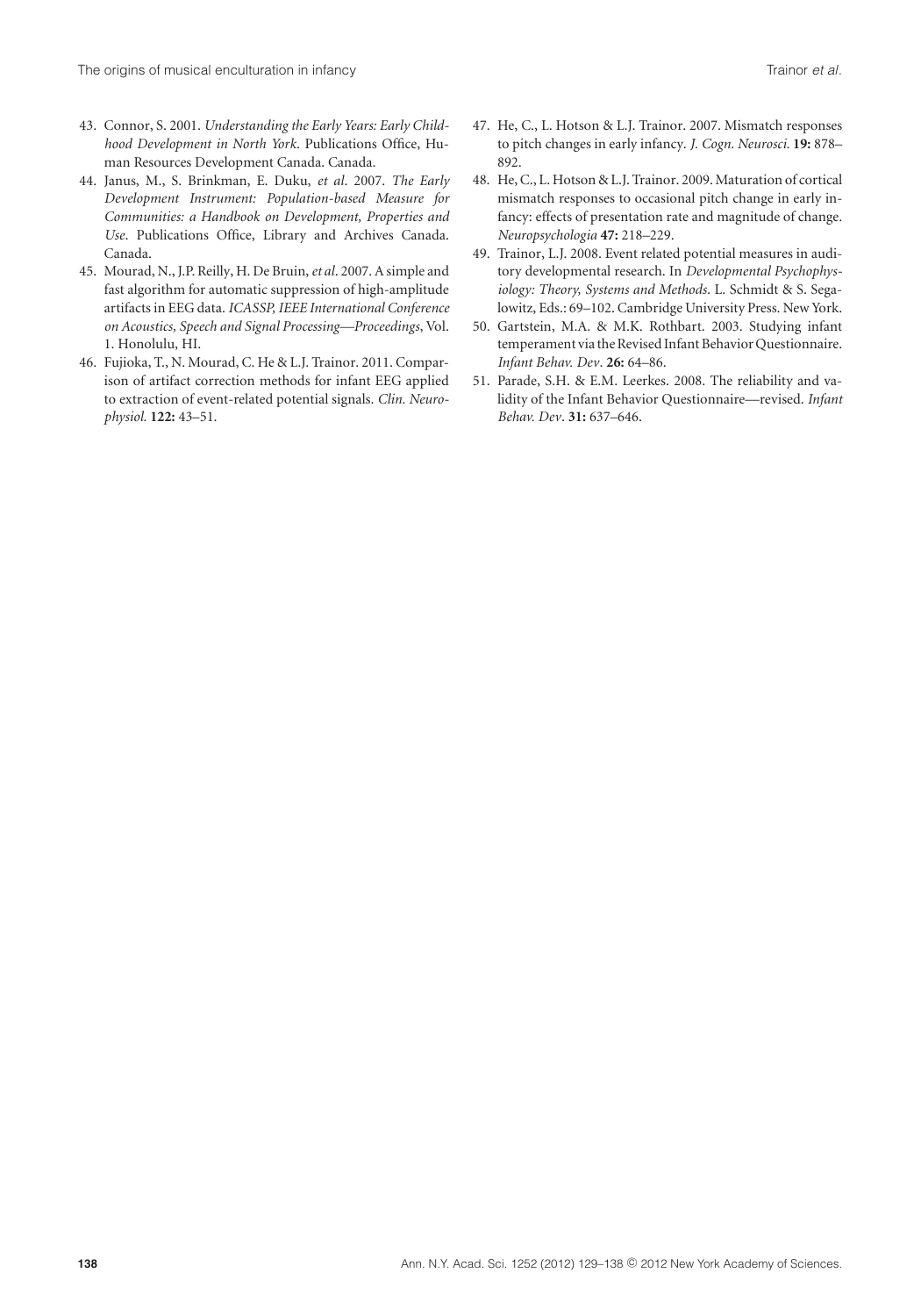43. Connor, S. 2001. *Understanding the Early Years: Early Childhood Development in North York*. Publications Office, Human Resources Development Canada. Canada.
44. Janus, M., S. Brinkman, E. Duku, *et al*. 2007. *The Early Development Instrument: Population-based Measure for Communities: a Handbook on Development, Properties and Use*. Publications Office, Library and Archives Canada. Canada.
45. Mourad, N., J.P. Reilly, H. De Bruin, *et al*. 2007. A simple and fast algorithm for automatic suppression of high-amplitude artifacts in EEG data. *ICASSP, IEEE International Conference on Acoustics, Speech and Signal Processing—Proceedings*, Vol. 1. Honolulu, HI.
46. Fujioka, T., N. Mourad, C. He & L.J. Trainor. 2011. Comparison of artifact correction methods for infant EEG applied to extraction of event-related potential signals. *Clin. Neurophysiol.* **122:** 43–51.
47. He, C., L. Hotson & L.J. Trainor. 2007. Mismatch responses to pitch changes in early infancy. *J. Cogn. Neurosci.* **19:** 878–892.
48. He, C., L. Hotson & L.J. Trainor. 2009. Maturation of cortical mismatch responses to occasional pitch change in early infancy: effects of presentation rate and magnitude of change. *Neuropsychologia* **47:** 218–229.
49. Trainor, L.J. 2008. Event related potential measures in auditory developmental research. In *Developmental Psychophysiology: Theory, Systems and Methods*. L. Schmidt & S. Segalowitz, Eds.: 69–102. Cambridge University Press. New York.
50. Gartstein, M.A. & M.K. Rothbart. 2003. Studying infant temperament via the Revised Infant Behavior Questionnaire. *Infant Behav. Dev*. **26:** 64–86.
51. Parade, S.H. & E.M. Leerkes. 2008. The reliability and validity of the Infant Behavior Questionnaire—revised. *Infant Behav. Dev*. **31:** 637–646.